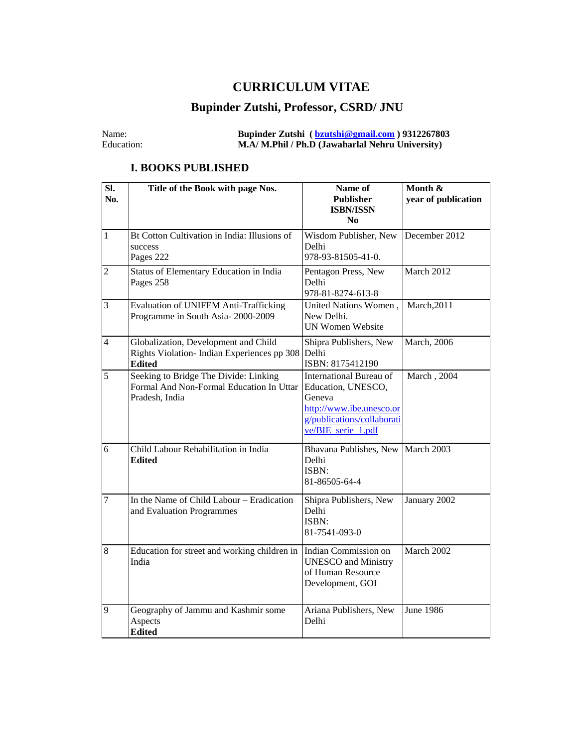# CURRICULUM VITAE

## Bupinder Zutshi, Professor, CSRD/ JNU

Name: **Bupinder Zutshi ( bzutshi@gmail.com ) 9312267803**
Education: **M.A/ M.Phil / Ph.D (Jawaharlal Nehru University)**

### I. BOOKS PUBLISHED

| Sl. No. | Title of the Book with page Nos. | Name of Publisher ISBN/ISSN No | Month & year of publication |
|---|---|---|---|
| 1 | Bt Cotton Cultivation in India: Illusions of success<br>Pages 222 | Wisdom Publisher, New Delhi<br>978-93-81505-41-0. | December 2012 |
| 2 | Status of Elementary Education in India<br>Pages 258 | Pentagon Press, New Delhi<br>978-81-8274-613-8 | March 2012 |
| 3 | Evaluation of UNIFEM Anti-Trafficking Programme in South Asia- 2000-2009 | United Nations Women , New Delhi.<br>UN Women Website | March,2011 |
| 4 | Globalization, Development and Child Rights Violation- Indian Experiences pp 308<br>**Edited** | Shipra Publishers, New Delhi<br>ISBN: 8175412190 | March, 2006 |
| 5 | Seeking to Bridge The Divide: Linking Formal And Non-Formal Education In Uttar Pradesh, India | International Bureau of Education, UNESCO, Geneva<br>http://www.ibe.unesco.org/publications/collaborative/BIE_serie_1.pdf | March , 2004 |
| 6 | Child Labour Rehabilitation in India<br>**Edited** | Bhavana Publishes, New Delhi<br>ISBN:<br>81-86505-64-4 | March 2003 |
| 7 | In the Name of Child Labour – Eradication and Evaluation Programmes | Shipra Publishers, New Delhi<br>ISBN:<br>81-7541-093-0 | January 2002 |
| 8 | Education for street and working children in India | Indian Commission on UNESCO and Ministry of Human Resource Development, GOI | March 2002 |
| 9 | Geography of Jammu and Kashmir some Aspects<br>**Edited** | Ariana Publishers, New Delhi | June 1986 |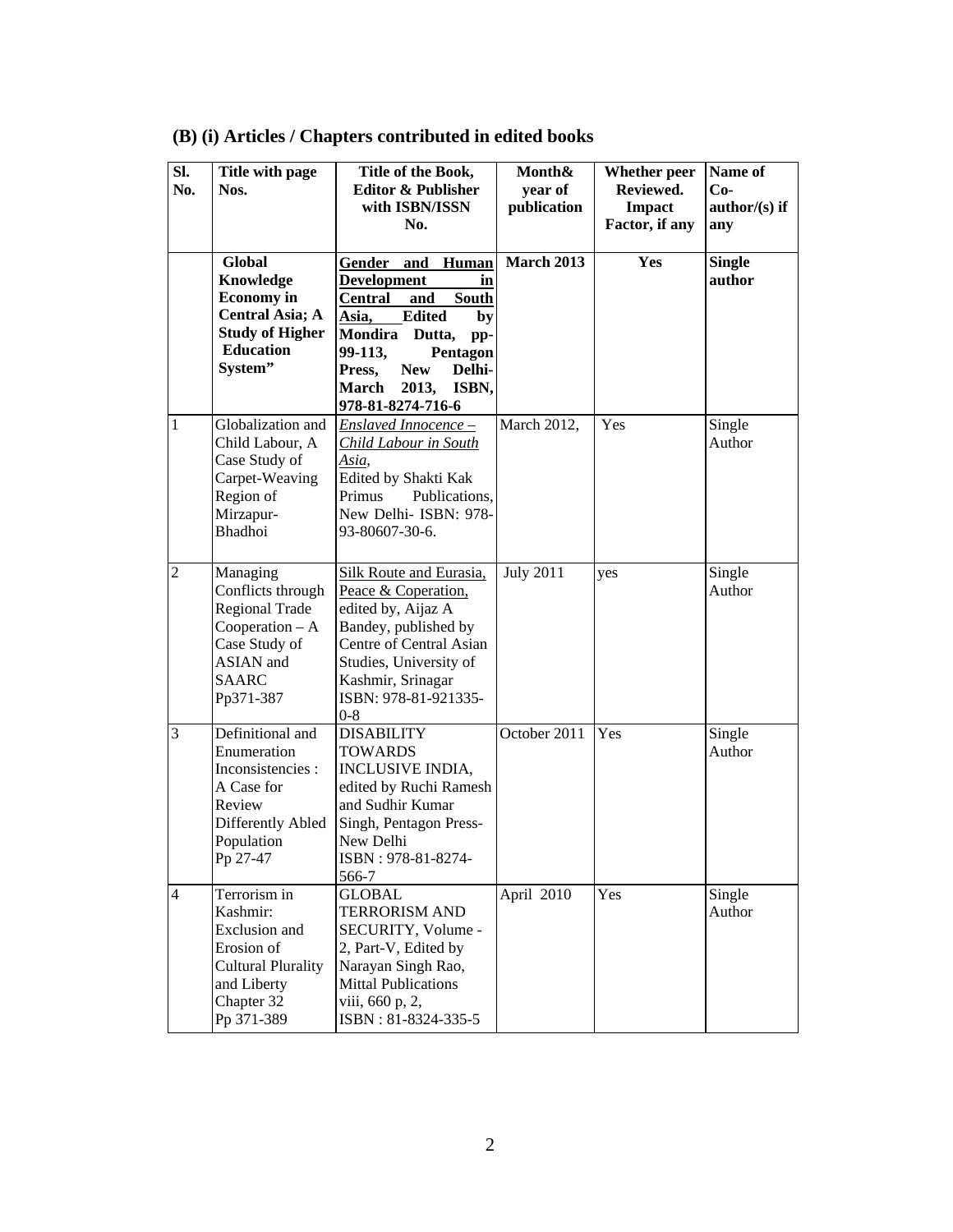## (B) (i) Articles / Chapters contributed in edited books

| Sl. No. | Title with page Nos. | Title of the Book, Editor & Publisher with ISBN/ISSN No. | Month& year of publication | Whether peer Reviewed. Impact Factor, if any | Name of Co-author/(s) if any |
|---|---|---|---|---|---|
| | **Global Knowledge Economy in Central Asia; A Study of Higher Education System"** | **Gender and Human Development in Central and South Asia, Edited by Mondira Dutta, pp-99-113, Pentagon Press, New Delhi- March 2013, ISBN, 978-81-8274-716-6** | **March 2013** | **Yes** | **Single author** |
| 1 | Globalization and Child Labour, A Case Study of Carpet-Weaving Region of Mirzapur-Bhadhoi | *Enslaved Innocence – Child Labour in South Asia*, Edited by Shakti Kak Primus Publications, New Delhi- ISBN: 978-93-80607-30-6. | March 2012, | Yes | Single Author |
| 2 | Managing Conflicts through Regional Trade Cooperation – A Case Study of ASIAN and SAARC Pp371-387 | Silk Route and Eurasia, Peace & Coperation, edited by, Aijaz A Bandey, published by Centre of Central Asian Studies, University of Kashmir, Srinagar ISBN: 978-81-921335-0-8 | July 2011 | yes | Single Author |
| 3 | Definitional and Enumeration Inconsistencies : A Case for Review Differently Abled Population Pp 27-47 | DISABILITY TOWARDS INCLUSIVE INDIA, edited by Ruchi Ramesh and Sudhir Kumar Singh, Pentagon Press-New Delhi ISBN : 978-81-8274-566-7 | October 2011 | Yes | Single Author |
| 4 | Terrorism in Kashmir: Exclusion and Erosion of Cultural Plurality and Liberty Chapter 32 Pp 371-389 | GLOBAL TERRORISM AND SECURITY, Volume -2, Part-V, Edited by Narayan Singh Rao, Mittal Publications viii, 660 p, 2, ISBN : 81-8324-335-5 | April 2010 | Yes | Single Author |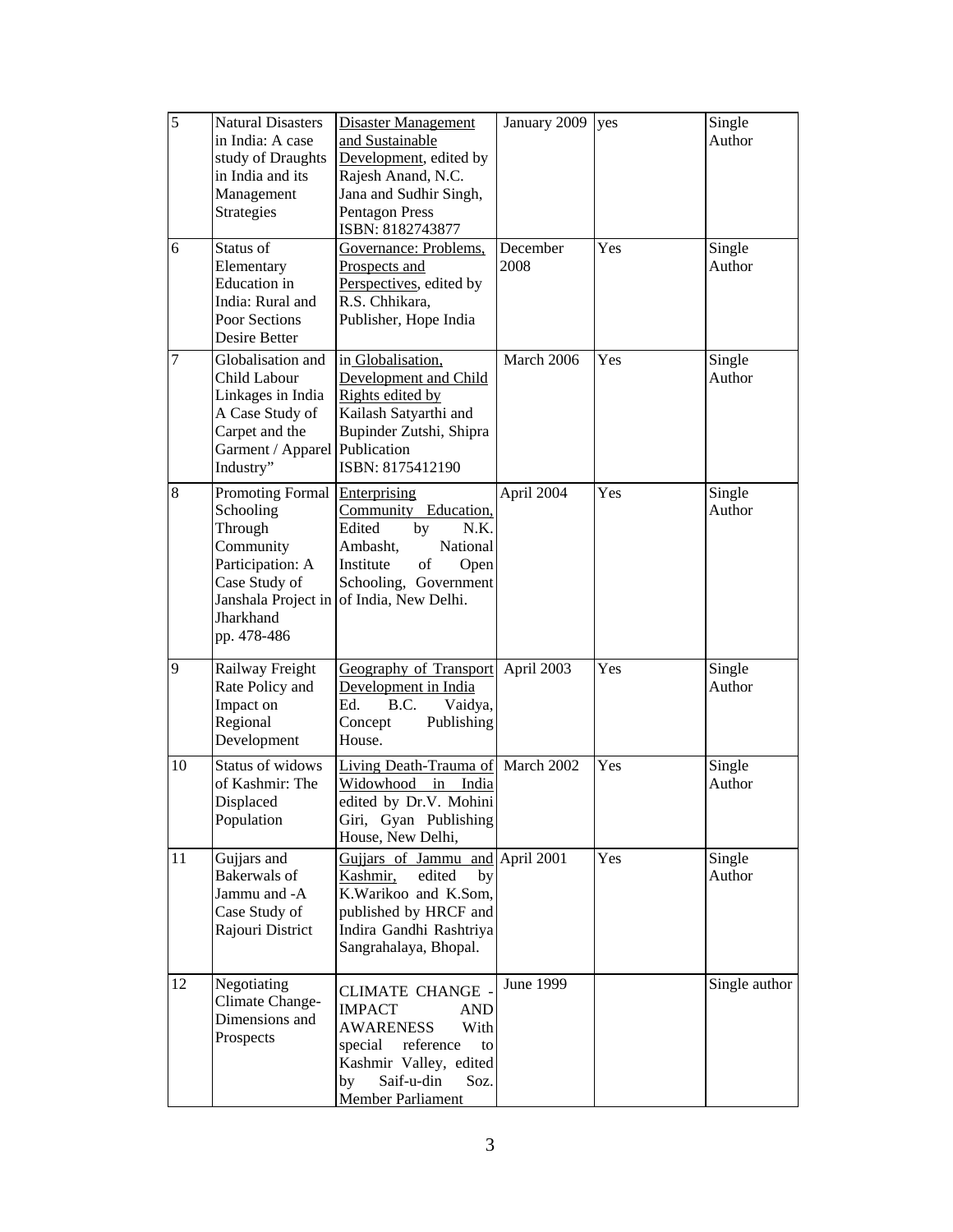| 5 | Natural Disasters in India: A case study of Draughts in India and its Management Strategies | Disaster Management and Sustainable Development, edited by Rajesh Anand, N.C. Jana and Sudhir Singh, Pentagon Press ISBN: 8182743877 | January 2009 | yes | Single Author |
|---|---|---|---|---|---|
| 6 | Status of Elementary Education in India: Rural and Poor Sections Desire Better | Governance: Problems, Prospects and Perspectives, edited by R.S. Chhikara, Publisher, Hope India | December 2008 | Yes | Single Author |
| 7 | Globalisation and Child Labour Linkages in India A Case Study of Carpet and the Garment / Apparel Industry" | in Globalisation, Development and Child Rights edited by Kailash Satyarthi and Bupinder Zutshi, Shipra Publication ISBN: 8175412190 | March 2006 | Yes | Single Author |
| 8 | Promoting Formal Schooling Through Community Participation: A Case Study of Janshala Project in Jharkhand pp. 478-486 | Enterprising Community Education, Edited by N.K. Ambasht, National Institute of Open Schooling, Government of India, New Delhi. | April 2004 | Yes | Single Author |
| 9 | Railway Freight Rate Policy and Impact on Regional Development | Geography of Transport Development in India Ed. B.C. Vaidya, Concept Publishing House. | April 2003 | Yes | Single Author |
| 10 | Status of widows of Kashmir: The Displaced Population | Living Death-Trauma of Widowhood in India edited by Dr.V. Mohini Giri, Gyan Publishing House, New Delhi, | March 2002 | Yes | Single Author |
| 11 | Gujjars and Bakerwals of Jammu and -A Case Study of Rajouri District | Gujjars of Jammu and Kashmir, edited by K.Warikoo and K.Som, published by HRCF and Indira Gandhi Rashtriya Sangrahalaya, Bhopal. | April 2001 | Yes | Single Author |
| 12 | Negotiating Climate Change- Dimensions and Prospects | CLIMATE CHANGE - IMPACT AND AWARENESS With special reference to Kashmir Valley, edited by Saif-u-din Soz. Member Parliament | June 1999 | | Single author |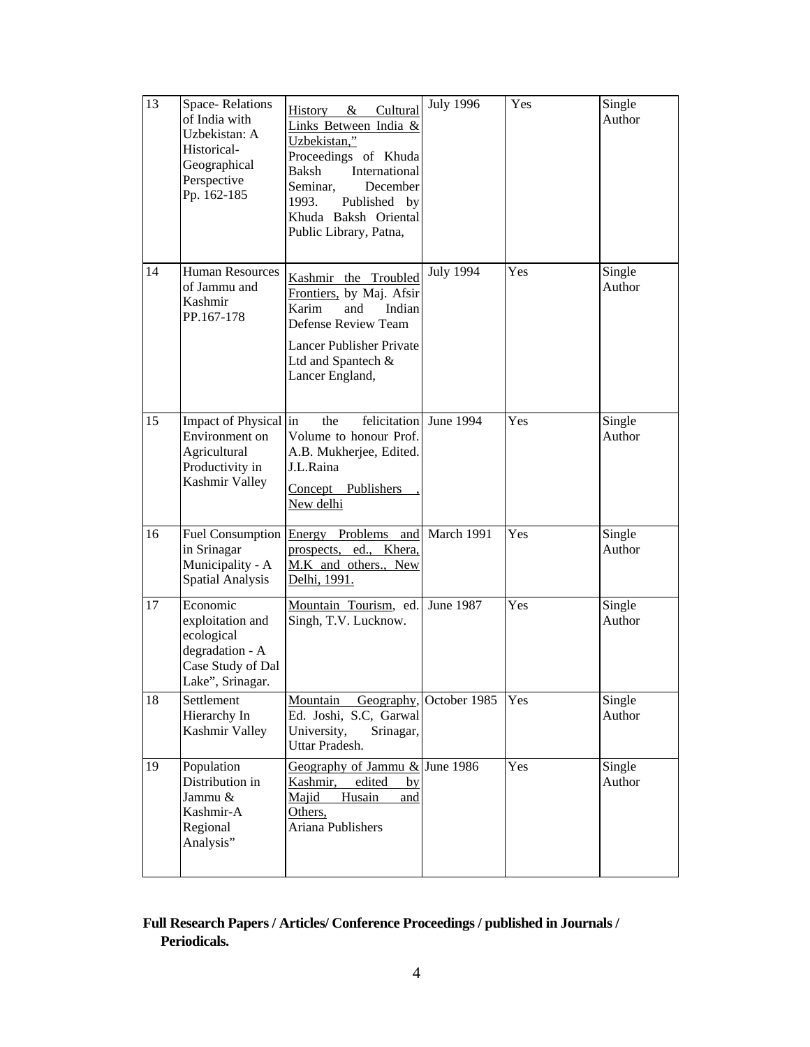| 13 | Space- Relations of India with Uzbekistan: A Historical-Geographical Perspective Pp. 162-185 | History & Cultural Links Between India & Uzbekistan," Proceedings of Khuda Baksh International Seminar, December 1993. Published by Khuda Baksh Oriental Public Library, Patna, | July 1996 | Yes | Single Author |
|---|---|---|---|---|---|
| 14 | Human Resources of Jammu and Kashmir PP.167-178 | Kashmir the Troubled Frontiers, by Maj. Afsir Karim and Indian Defense Review Team Lancer Publisher Private Ltd and Spantech & Lancer England, | July 1994 | Yes | Single Author |
| 15 | Impact of Physical Environment on Agricultural Productivity in Kashmir Valley | in the felicitation Volume to honour Prof. A.B. Mukherjee, Edited. J.L.Raina Concept Publishers , New delhi | June 1994 | Yes | Single Author |
| 16 | Fuel Consumption in Srinagar Municipality - A Spatial Analysis | Energy Problems and prospects, ed., Khera, M.K and others., New Delhi, 1991. | March 1991 | Yes | Single Author |
| 17 | Economic exploitation and ecological degradation - A Case Study of Dal Lake", Srinagar. | Mountain Tourism, ed. Singh, T.V. Lucknow. | June 1987 | Yes | Single Author |
| 18 | Settlement Hierarchy In Kashmir Valley | Mountain Geography, Ed. Joshi, S.C, Garwal University, Srinagar, Uttar Pradesh. | October 1985 | Yes | Single Author |
| 19 | Population Distribution in Jammu & Kashmir-A Regional Analysis" | Geography of Jammu & Kashmir, edited by Majid Husain and Others, Ariana Publishers | June 1986 | Yes | Single Author |

**Full Research Papers / Articles/ Conference Proceedings / published in Journals / Periodicals.**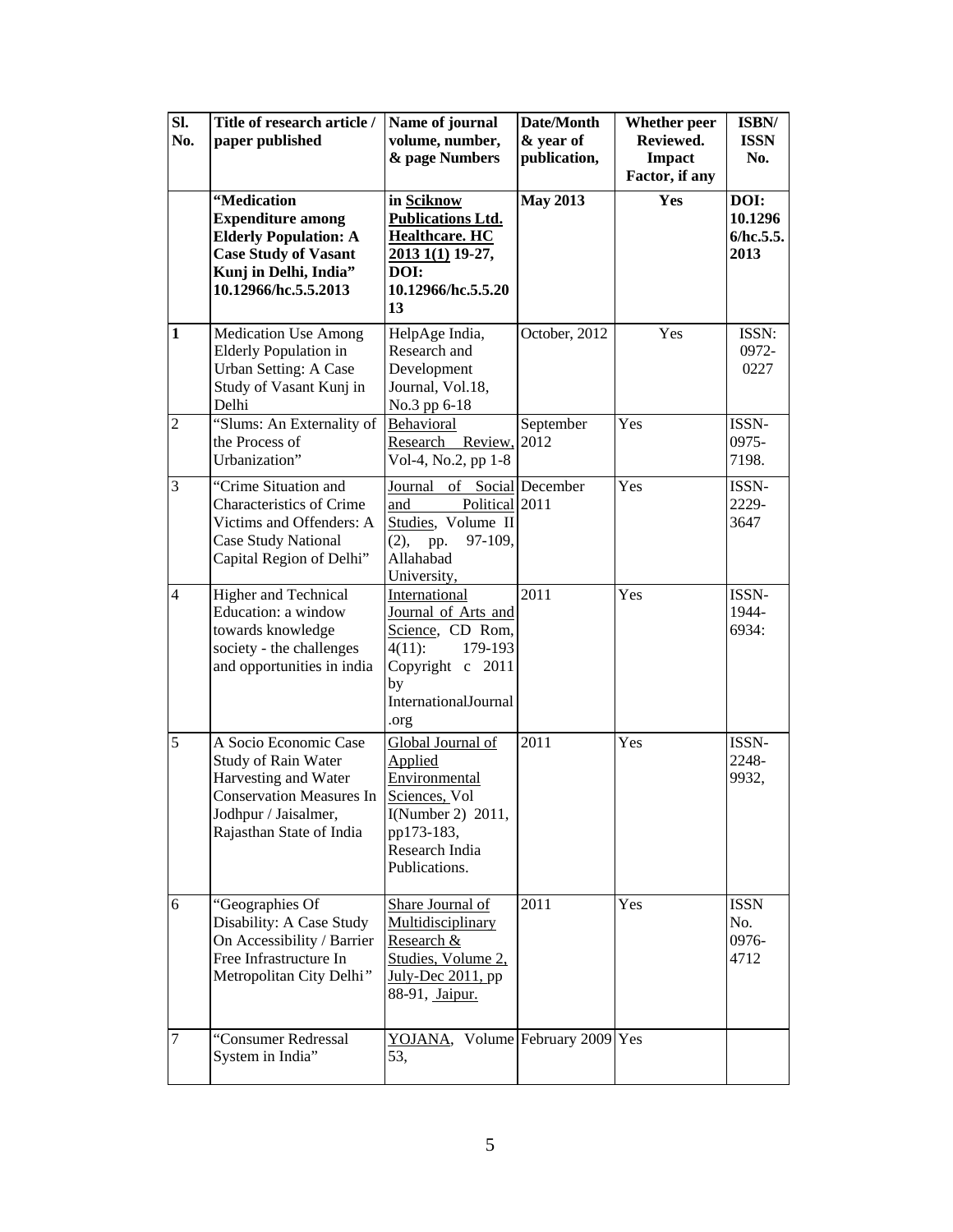| Sl. No. | Title of research article / paper published | Name of journal volume, number, & page Numbers | Date/Month & year of publication, | Whether peer Reviewed. Impact Factor, if any | ISBN/ ISSN No. |
|---|---|---|---|---|---|
| | **"Medication Expenditure among Elderly Population: A Case Study of Vasant Kunj in Delhi, India" 10.12966/hc.5.5.2013** | **in Sciknow Publications Ltd. Healthcare. HC 2013 1(1) 19-27, DOI: 10.12966/hc.5.5.2013** | **May 2013** | **Yes** | **DOI: 10.12966/hc.5.5.2013** |
| 1 | Medication Use Among Elderly Population in Urban Setting: A Case Study of Vasant Kunj in Delhi | HelpAge India, Research and Development Journal, Vol.18, No.3 pp 6-18 | October, 2012 | Yes | ISSN: 0972-0227 |
| 2 | "Slums: An Externality of the Process of Urbanization" | Behavioral Research Review, Vol-4, No.2, pp 1-8 | September 2012 | Yes | ISSN-0975-7198. |
| 3 | "Crime Situation and Characteristics of Crime Victims and Offenders: A Case Study National Capital Region of Delhi" | Journal of Social and Political Studies, Volume II (2), pp. 97-109, Allahabad University, | December 2011 | Yes | ISSN-2229-3647 |
| 4 | Higher and Technical Education: a window towards knowledge society - the challenges and opportunities in india | International Journal of Arts and Science, CD Rom, 4(11): 179-193 Copyright c 2011 by InternationalJournal.org | 2011 | Yes | ISSN-1944-6934: |
| 5 | A Socio Economic Case Study of Rain Water Harvesting and Water Conservation Measures In Jodhpur / Jaisalmer, Rajasthan State of India | Global Journal of Applied Environmental Sciences, Vol I(Number 2) 2011, pp173-183, Research India Publications. | 2011 | Yes | ISSN-2248-9932, |
| 6 | "Geographies Of Disability: A Case Study On Accessibility / Barrier Free Infrastructure In Metropolitan City Delhi" | Share Journal of Multidisciplinary Research & Studies, Volume 2, July-Dec 2011, pp 88-91, Jaipur. | 2011 | Yes | ISSN No. 0976-4712 |
| 7 | "Consumer Redressal System in India" | YOJANA, Volume 53, | February 2009 | Yes | |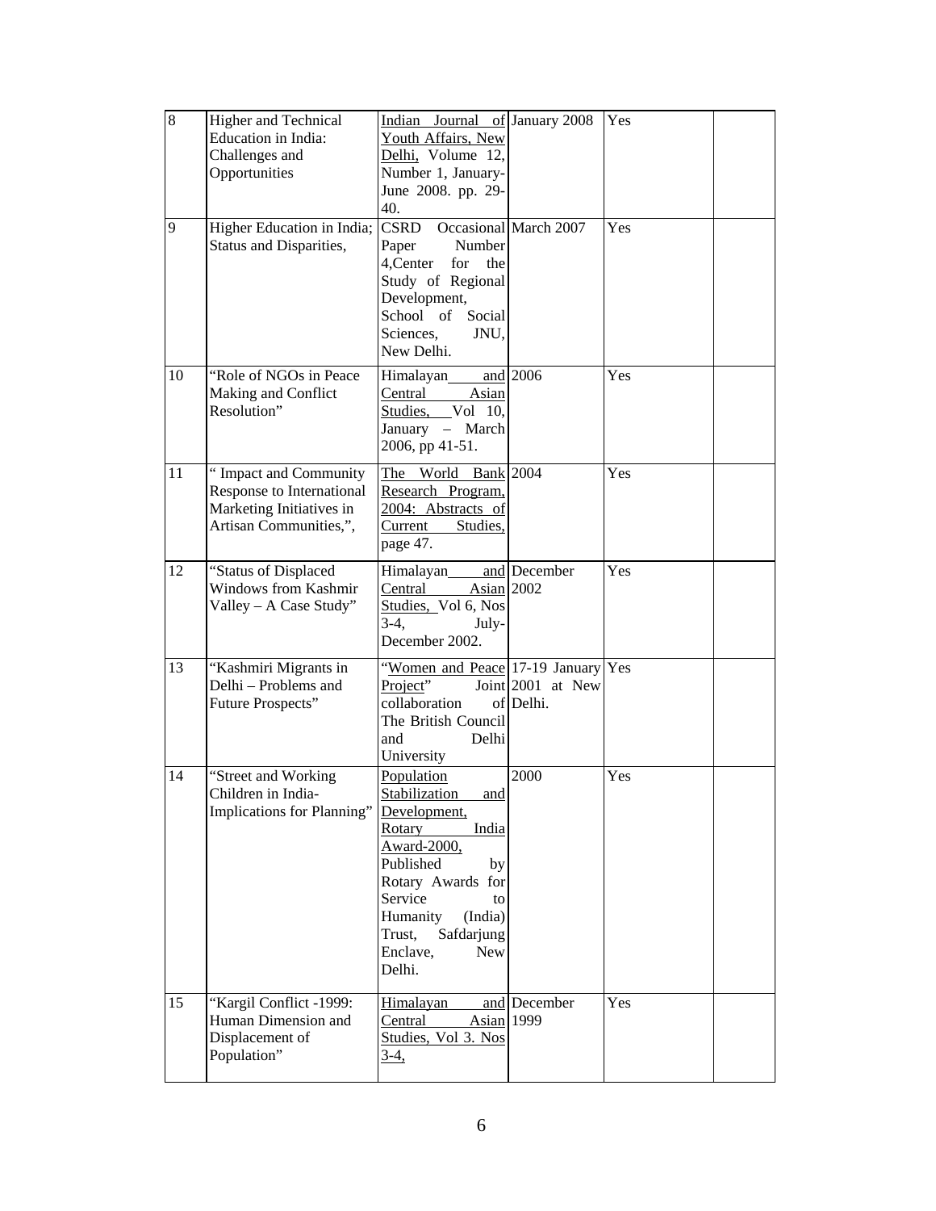| 8 | Higher and Technical Education in India: Challenges and Opportunities | Indian Journal of Youth Affairs, New Delhi, Volume 12, Number 1, January-June 2008. pp. 29-40. | January 2008 | Yes | |
|---|---|---|---|---|---|
| 9 | Higher Education in India; Status and Disparities, | CSRD Occasional Paper Number 4,Center for the Study of Regional Development, School of Social Sciences, JNU, New Delhi. | March 2007 | Yes | |
| 10 | "Role of NGOs in Peace Making and Conflict Resolution" | Himalayan and Central Asian Studies, Vol 10, January – March 2006, pp 41-51. | 2006 | Yes | |
| 11 | " Impact and Community Response to International Marketing Initiatives in Artisan Communities,", | The World Bank Research Program, 2004: Abstracts of Current Studies, page 47. | 2004 | Yes | |
| 12 | "Status of Displaced Windows from Kashmir Valley – A Case Study" | Himalayan and Central Asian Studies, Vol 6, Nos 3-4, July-December 2002. | December 2002 | Yes | |
| 13 | "Kashmiri Migrants in Delhi – Problems and Future Prospects" | "Women and Peace Project" Joint collaboration of The British Council and Delhi University | 17-19 January 2001 at New Delhi. | Yes | |
| 14 | "Street and Working Children in India- Implications for Planning" | Population Stabilization and Development, Rotary India Award-2000, Published by Rotary Awards for Service to Humanity (India) Trust, Safdarjung Enclave, New Delhi. | 2000 | Yes | |
| 15 | "Kargil Conflict -1999: Human Dimension and Displacement of Population" | Himalayan and Central Asian Studies, Vol 3. Nos 3-4, | December 1999 | Yes | |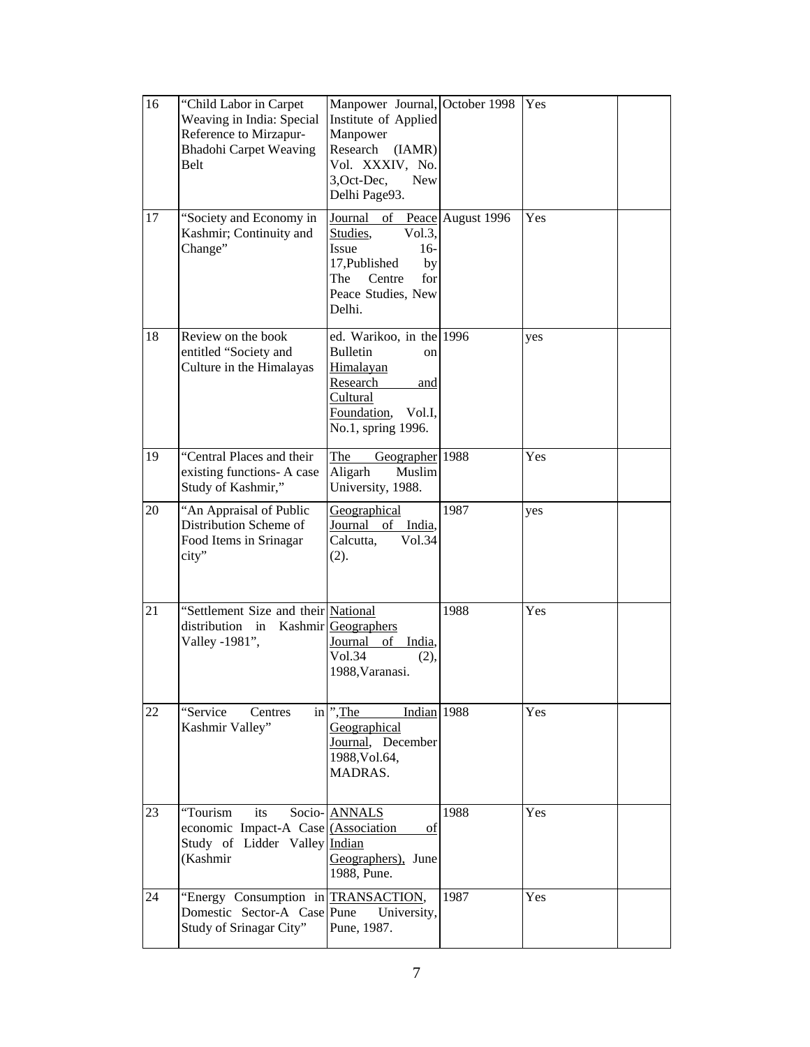| 16 | "Child Labor in Carpet Weaving in India: Special Reference to Mirzapur-Bhadohi Carpet Weaving Belt | Manpower Journal, Institute of Applied Manpower Research (IAMR) Vol. XXXIV, No. 3,Oct-Dec, New Delhi Page93. | October 1998 | Yes | |
|---|---|---|---|---|---|
| 17 | "Society and Economy in Kashmir; Continuity and Change" | Journal of Peace Studies, Vol.3, Issue 16-17,Published by The Centre for Peace Studies, New Delhi. | August 1996 | Yes | |
| 18 | Review on the book entitled "Society and Culture in the Himalayas | ed. Warikoo, in the Bulletin on Himalayan Research and Cultural Foundation, Vol.I, No.1, spring 1996. | 1996 | yes | |
| 19 | "Central Places and their existing functions- A case Study of Kashmir," | The Geographer Aligarh Muslim University, 1988. | 1988 | Yes | |
| 20 | "An Appraisal of Public Distribution Scheme of Food Items in Srinagar city" | Geographical Journal of India, Calcutta, Vol.34 (2). | 1987 | yes | |
| 21 | "Settlement Size and their distribution in Kashmir Valley -1981", | National Geographers Journal of India, Vol.34 (2), 1988,Varanasi. | 1988 | Yes | |
| 22 | "Service Centres in Kashmir Valley" | ",The Indian Geographical Journal, December 1988,Vol.64, MADRAS. | 1988 | Yes | |
| 23 | "Tourism its Socio-economic Impact-A Case Study of Lidder Valley (Kashmir | ANNALS (Association of Indian Geographers), June 1988, Pune. | 1988 | Yes | |
| 24 | "Energy Consumption in Domestic Sector-A Case Study of Srinagar City" | TRANSACTION, Pune University, Pune, 1987. | 1987 | Yes | |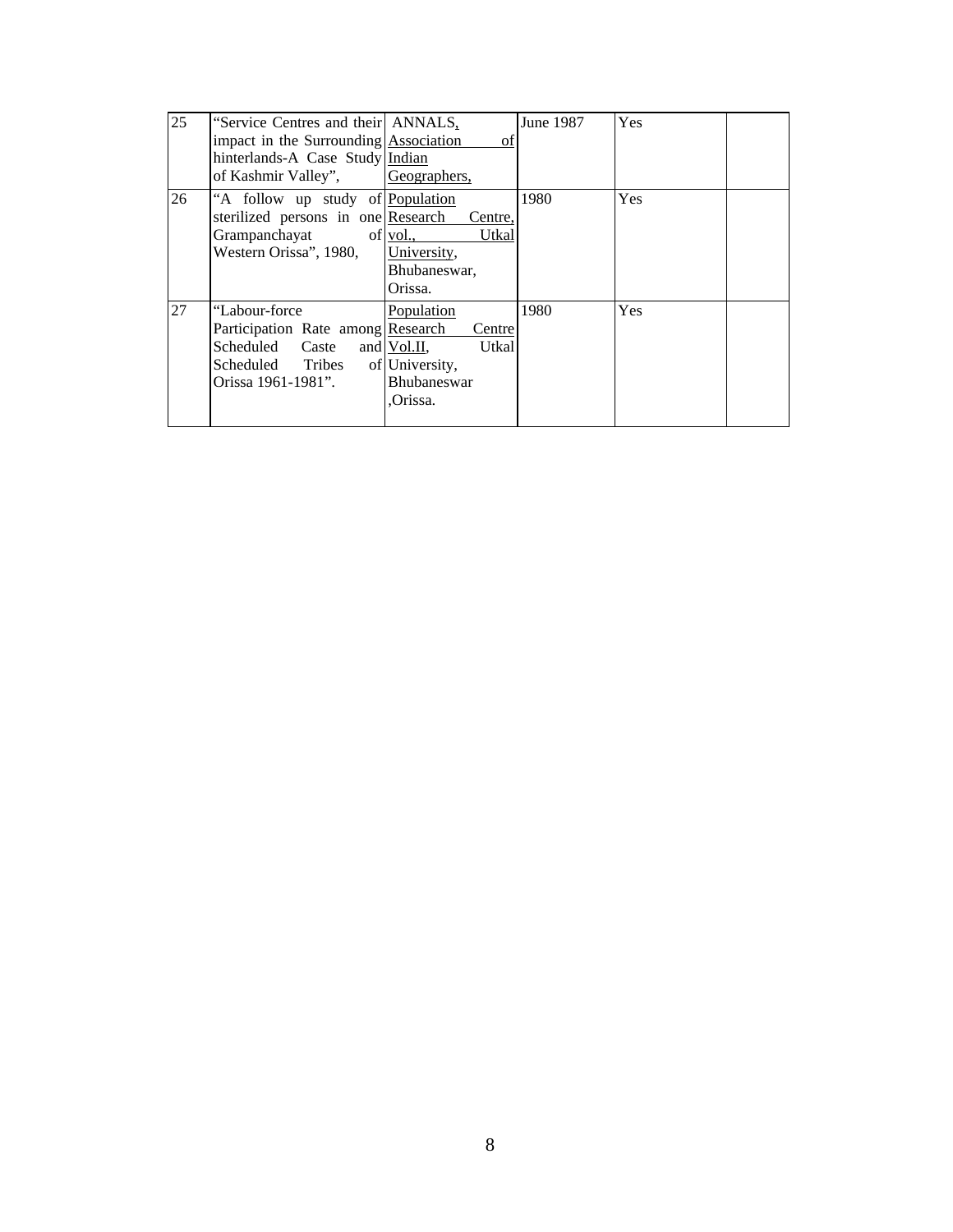| 25 | "Service Centres and their impact in the Surrounding hinterlands-A Case Study of Kashmir Valley", | ANNALS, Association of Indian Geographers, | June 1987 | Yes | |
|---|---|---|---|---|---|
| 26 | "A follow up study of sterilized persons in one Grampanchayat of Western Orissa", 1980, | Population Research Centre, vol., Utkal University, Bhubaneswar, Orissa. | 1980 | Yes | |
| 27 | "Labour-force Participation Rate among Scheduled Caste and Scheduled Tribes of Orissa 1961-1981". | Population Research Centre Vol.II, Utkal University, Bhubaneswar ,Orissa. | 1980 | Yes | |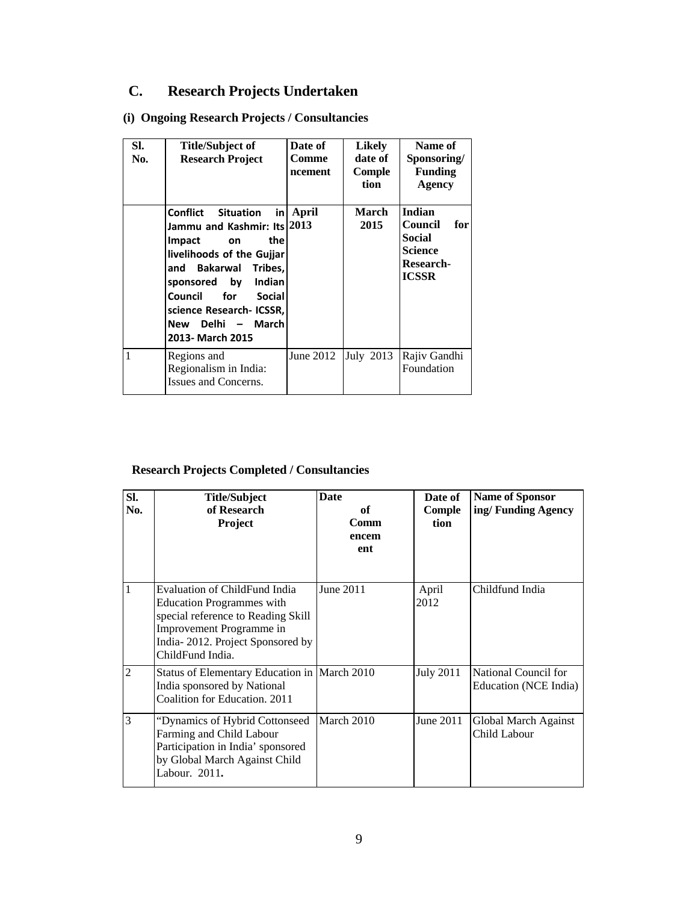## C. Research Projects Undertaken

### (i) Ongoing Research Projects / Consultancies

| Sl. No. | Title/Subject of Research Project | Date of Commencement | Likely date of Completion | Name of Sponsoring/ Funding Agency |
|---|---|---|---|---|
| | **Conflict Situation in Jammu and Kashmir: Its Impact on the livelihoods of the Gujjar and Bakarwal Tribes, sponsored by Indian Council for Social science Research- ICSSR, New Delhi – March 2013- March 2015** | **April 2013** | **March 2015** | **Indian Council for Social Science Research- ICSSR** |
| 1 | Regions and Regionalism in India: Issues and Concerns. | June 2012 | July 2013 | Rajiv Gandhi Foundation |

### Research Projects Completed / Consultancies

| Sl. No. | Title/Subject of Research Project | Date of Commencement | Date of Completion | Name of Sponsoring/ Funding Agency |
|---|---|---|---|---|
| 1 | Evaluation of ChildFund India Education Programmes with special reference to Reading Skill Improvement Programme in India- 2012. Project Sponsored by ChildFund India. | June 2011 | April 2012 | Childfund India |
| 2 | Status of Elementary Education in India sponsored by National Coalition for Education. 2011 | March 2010 | July 2011 | National Council for Education (NCE India) |
| 3 | "Dynamics of Hybrid Cottonseed Farming and Child Labour Participation in India' sponsored by Global March Against Child Labour. 2011**.** | March 2010 | June 2011 | Global March Against Child Labour |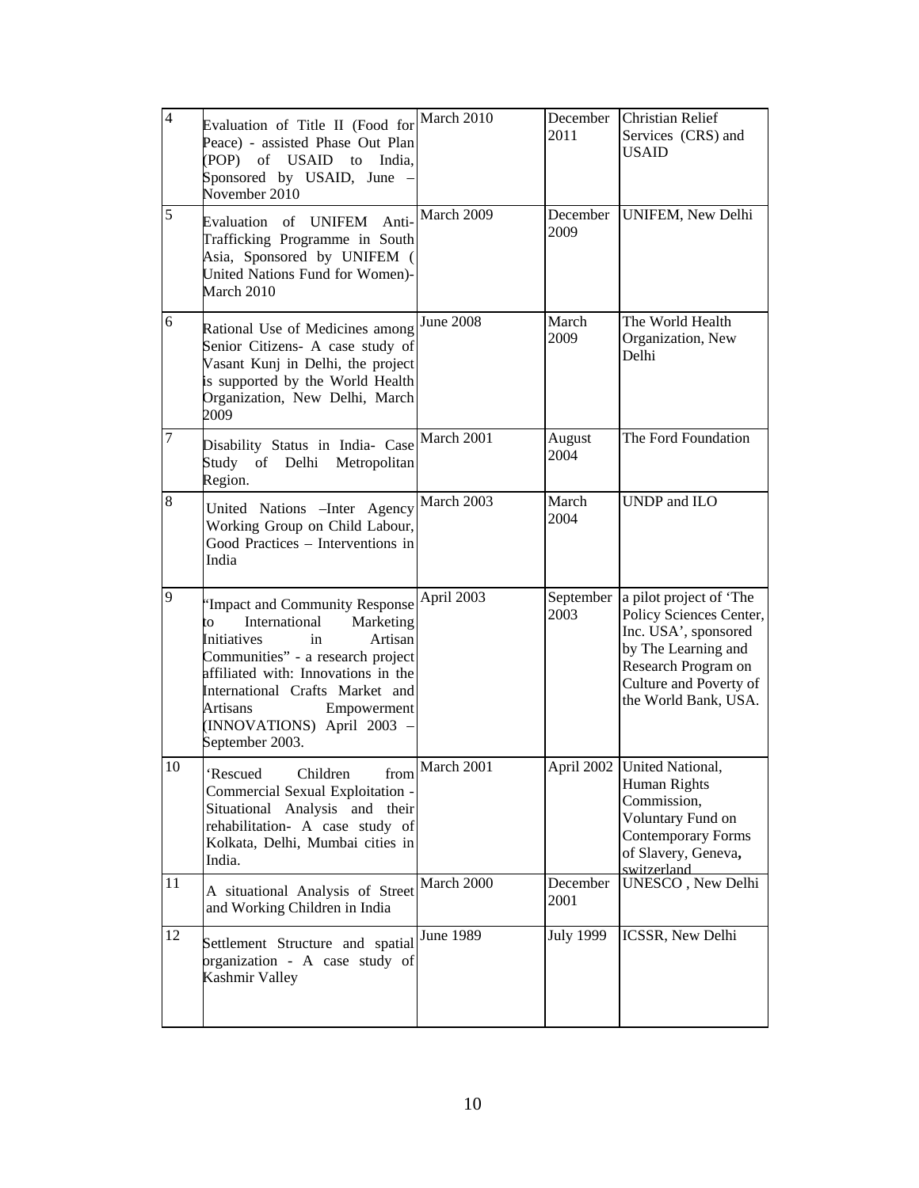| 4 | Evaluation of Title II (Food for Peace) - assisted Phase Out Plan (POP) of USAID to India, Sponsored by USAID, June – November 2010 | March 2010 | December 2011 | Christian Relief Services (CRS) and USAID |
|---|---|---|---|---|
| 5 | Evaluation of UNIFEM Anti-Trafficking Programme in South Asia, Sponsored by UNIFEM ( United Nations Fund for Women)- March 2010 | March 2009 | December 2009 | UNIFEM, New Delhi |
| 6 | Rational Use of Medicines among Senior Citizens- A case study of Vasant Kunj in Delhi, the project is supported by the World Health Organization, New Delhi, March 2009 | June 2008 | March 2009 | The World Health Organization, New Delhi |
| 7 | Disability Status in India- Case Study of Delhi Metropolitan Region. | March 2001 | August 2004 | The Ford Foundation |
| 8 | United Nations –Inter Agency Working Group on Child Labour, Good Practices – Interventions in India | March 2003 | March 2004 | UNDP and ILO |
| 9 | "Impact and Community Response to International Marketing Initiatives in Artisan Communities" - a research project affiliated with: Innovations in the International Crafts Market and Artisans Empowerment (INNOVATIONS) April 2003 – September 2003. | April 2003 | September 2003 | a pilot project of 'The Policy Sciences Center, Inc. USA', sponsored by The Learning and Research Program on Culture and Poverty of the World Bank, USA. |
| 10 | 'Rescued Children from Commercial Sexual Exploitation - Situational Analysis and their rehabilitation- A case study of Kolkata, Delhi, Mumbai cities in India. | March 2001 | April 2002 | United National, Human Rights Commission, Voluntary Fund on Contemporary Forms of Slavery, Geneva, switzerland |
| 11 | A situational Analysis of Street and Working Children in India | March 2000 | December 2001 | UNESCO , New Delhi |
| 12 | Settlement Structure and spatial organization - A case study of Kashmir Valley | June 1989 | July 1999 | ICSSR, New Delhi |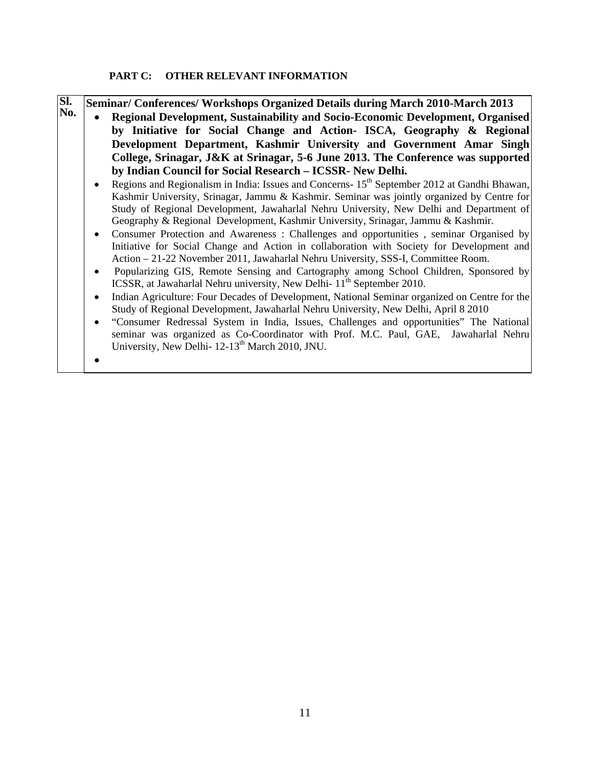**PART C: OTHER RELEVANT INFORMATION**

| Sl. No. | Seminar/ Conferences/ Workshops Organized Details during March 2010-March 2013 |
|---|---|
| | • **Regional Development, Sustainability and Socio-Economic Development, Organised by Initiative for Social Change and Action- ISCA, Geography & Regional Development Department, Kashmir University and Government Amar Singh College, Srinagar, J&K at Srinagar, 5-6 June 2013. The Conference was supported by Indian Council for Social Research – ICSSR- New Delhi.**<br>• Regions and Regionalism in India: Issues and Concerns- 15th September 2012 at Gandhi Bhawan, Kashmir University, Srinagar, Jammu & Kashmir. Seminar was jointly organized by Centre for Study of Regional Development, Jawaharlal Nehru University, New Delhi and Department of Geography & Regional Development, Kashmir University, Srinagar, Jammu & Kashmir.<br>• Consumer Protection and Awareness : Challenges and opportunities , seminar Organised by Initiative for Social Change and Action in collaboration with Society for Development and Action – 21-22 November 2011, Jawaharlal Nehru University, SSS-I, Committee Room.<br>• Popularizing GIS, Remote Sensing and Cartography among School Children, Sponsored by ICSSR, at Jawaharlal Nehru university, New Delhi- 11th September 2010.<br>• Indian Agriculture: Four Decades of Development, National Seminar organized on Centre for the Study of Regional Development, Jawaharlal Nehru University, New Delhi, April 8 2010<br>• "Consumer Redressal System in India, Issues, Challenges and opportunities" The National seminar was organized as Co-Coordinator with Prof. M.C. Paul, GAE, Jawaharlal Nehru University, New Delhi- 12-13th March 2010, JNU.<br>• |